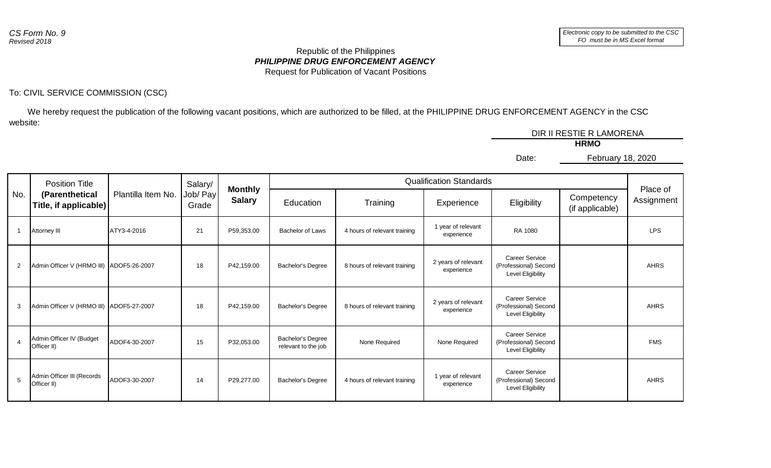*CS Form No. 9*
*Revised 2018*

*Electronic copy to be submitted to the CSC FO must be in MS Excel format*

Republic of the Philippines
***PHILIPPINE DRUG ENFORCEMENT AGENCY***
Request for Publication of Vacant Positions

To: CIVIL SERVICE COMMISSION (CSC)

We hereby request the publication of the following vacant positions, which are authorized to be filled, at the PHILIPPINE DRUG ENFORCEMENT AGENCY in the CSC website:

DIR II RESTIE R LAMORENA
**HRMO**

Date: February 18, 2020

| No. | Position Title **(Parenthetical Title, if applicable)** | Plantilla Item No. | Salary/ Job/ Pay Grade | **Monthly Salary** | Qualification Standards | | | | | Place of Assignment |
|---|---|---|---|---|---|---|---|---|---|---|
| | | | | | Education | Training | Experience | Eligibility | Competency (if applicable) | |
| 1 | Attorney III | ATY3-4-2016 | 21 | P59,353.00 | Bachelor of Laws | 4 hours of relevant training | 1 year of relevant experience | RA 1080 | | LPS |
| 2 | Admin Officer V (HRMO III) | ADOF5-26-2007 | 18 | P42,159.00 | Bachelor's Degree | 8 hours of relevant training | 2 years of relevant experience | Career Service (Professional) Second Level Eligibility | | AHRS |
| 3 | Admin Officer V (HRMO III) | ADOF5-27-2007 | 18 | P42,159.00 | Bachelor's Degree | 8 hours of relevant training | 2 years of relevant experience | Career Service (Professional) Second Level Eligibility | | AHRS |
| 4 | Admin Officer IV (Budget Officer II) | ADOF4-30-2007 | 15 | P32,053.00 | Bachelor's Degree relevant to the job | None Required | None Required | Career Service (Professional) Second Level Eligibility | | FMS |
| 5 | Admin Officer III (Records Officer II) | ADOF3-30-2007 | 14 | P29,277.00 | Bachelor's Degree | 4 hours of relevant training | 1 year of relevant experience | Career Service (Professional) Second Level Eligibility | | AHRS |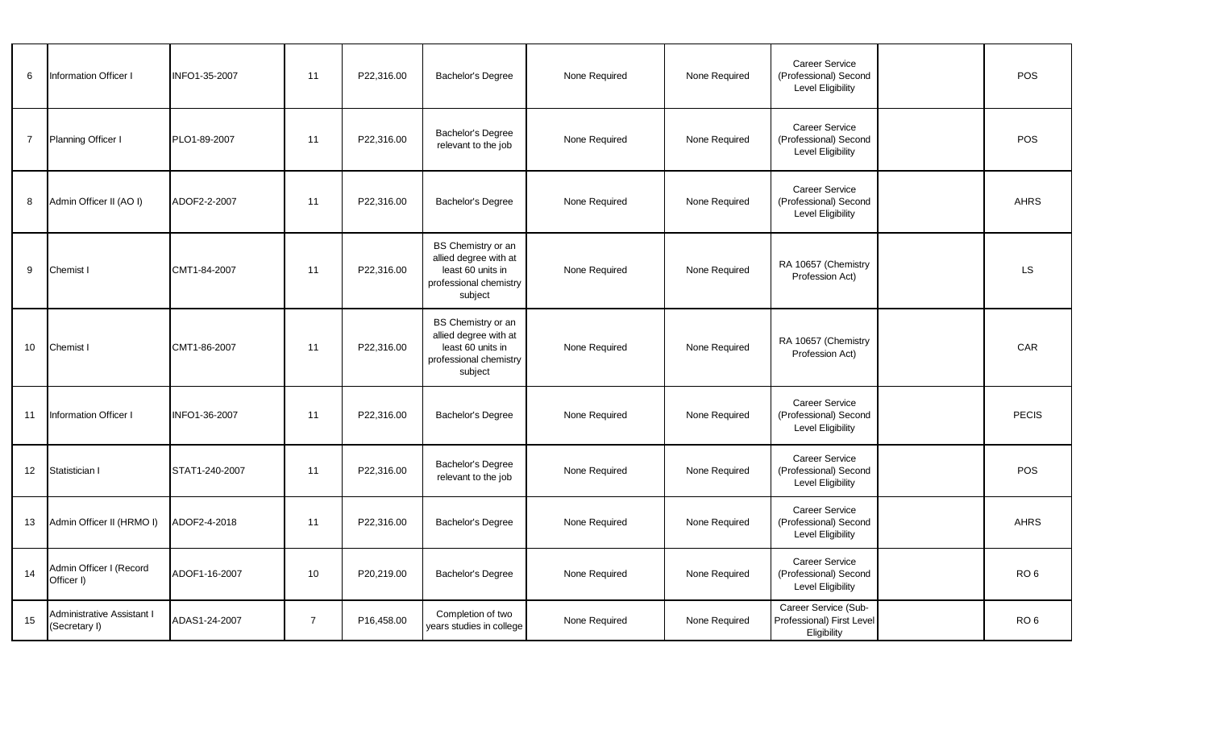| | | | | | | | | | | |
|---|---|---|---|---|---|---|---|---|---|---|
| 6 | Information Officer I | INFO1-35-2007 | 11 | P22,316.00 | Bachelor's Degree | None Required | None Required | Career Service (Professional) Second Level Eligibility | | POS |
| 7 | Planning Officer I | PLO1-89-2007 | 11 | P22,316.00 | Bachelor's Degree relevant to the job | None Required | None Required | Career Service (Professional) Second Level Eligibility | | POS |
| 8 | Admin Officer II (AO I) | ADOF2-2-2007 | 11 | P22,316.00 | Bachelor's Degree | None Required | None Required | Career Service (Professional) Second Level Eligibility | | AHRS |
| 9 | Chemist I | CMT1-84-2007 | 11 | P22,316.00 | BS Chemistry or an allied degree with at least 60 units in professional chemistry subject | None Required | None Required | RA 10657 (Chemistry Profession Act) | | LS |
| 10 | Chemist I | CMT1-86-2007 | 11 | P22,316.00 | BS Chemistry or an allied degree with at least 60 units in professional chemistry subject | None Required | None Required | RA 10657 (Chemistry Profession Act) | | CAR |
| 11 | Information Officer I | INFO1-36-2007 | 11 | P22,316.00 | Bachelor's Degree | None Required | None Required | Career Service (Professional) Second Level Eligibility | | PECIS |
| 12 | Statistician I | STAT1-240-2007 | 11 | P22,316.00 | Bachelor's Degree relevant to the job | None Required | None Required | Career Service (Professional) Second Level Eligibility | | POS |
| 13 | Admin Officer II (HRMO I) | ADOF2-4-2018 | 11 | P22,316.00 | Bachelor's Degree | None Required | None Required | Career Service (Professional) Second Level Eligibility | | AHRS |
| 14 | Admin Officer I (Record Officer I) | ADOF1-16-2007 | 10 | P20,219.00 | Bachelor's Degree | None Required | None Required | Career Service (Professional) Second Level Eligibility | | RO 6 |
| 15 | Administrative Assistant I (Secretary I) | ADAS1-24-2007 | 7 | P16,458.00 | Completion of two years studies in college | None Required | None Required | Career Service (Sub-Professional) First Level Eligibility | | RO 6 |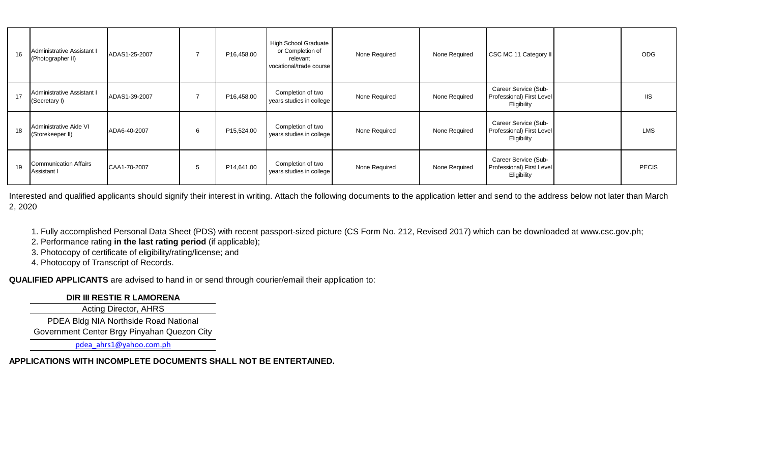| | | | | | | | | | | |
|---|---|---|---|---|---|---|---|---|---|---|
| 16 | Administrative Assistant I (Photographer II) | ADAS1-25-2007 | 7 | P16,458.00 | High School Graduate or Completion of relevant vocational/trade course | None Required | None Required | CSC MC 11 Category II | | ODG |
| 17 | Administrative Assistant I (Secretary I) | ADAS1-39-2007 | 7 | P16,458.00 | Completion of two years studies in college | None Required | None Required | Career Service (Sub-Professional) First Level Eligibility | | IIS |
| 18 | Administrative Aide VI (Storekeeper II) | ADA6-40-2007 | 6 | P15,524.00 | Completion of two years studies in college | None Required | None Required | Career Service (Sub-Professional) First Level Eligibility | | LMS |
| 19 | Communication Affairs Assistant I | CAA1-70-2007 | 5 | P14,641.00 | Completion of two years studies in college | None Required | None Required | Career Service (Sub-Professional) First Level Eligibility | | PECIS |

Interested and qualified applicants should signify their interest in writing. Attach the following documents to the application letter and send to the address below not later than March 2, 2020

1. Fully accomplished Personal Data Sheet (PDS) with recent passport-sized picture (CS Form No. 212, Revised 2017) which can be downloaded at www.csc.gov.ph;
2. Performance rating **in the last rating period** (if applicable);
3. Photocopy of certificate of eligibility/rating/license; and
4. Photocopy of Transcript of Records.

**QUALIFIED APPLICANTS** are advised to hand in or send through courier/email their application to:

**DIR III RESTIE R LAMORENA**
Acting Director, AHRS
PDEA Bldg NIA Northside Road National Government Center Brgy Pinyahan Quezon City
pdea_ahrs1@yahoo.com.ph

**APPLICATIONS WITH INCOMPLETE DOCUMENTS SHALL NOT BE ENTERTAINED.**